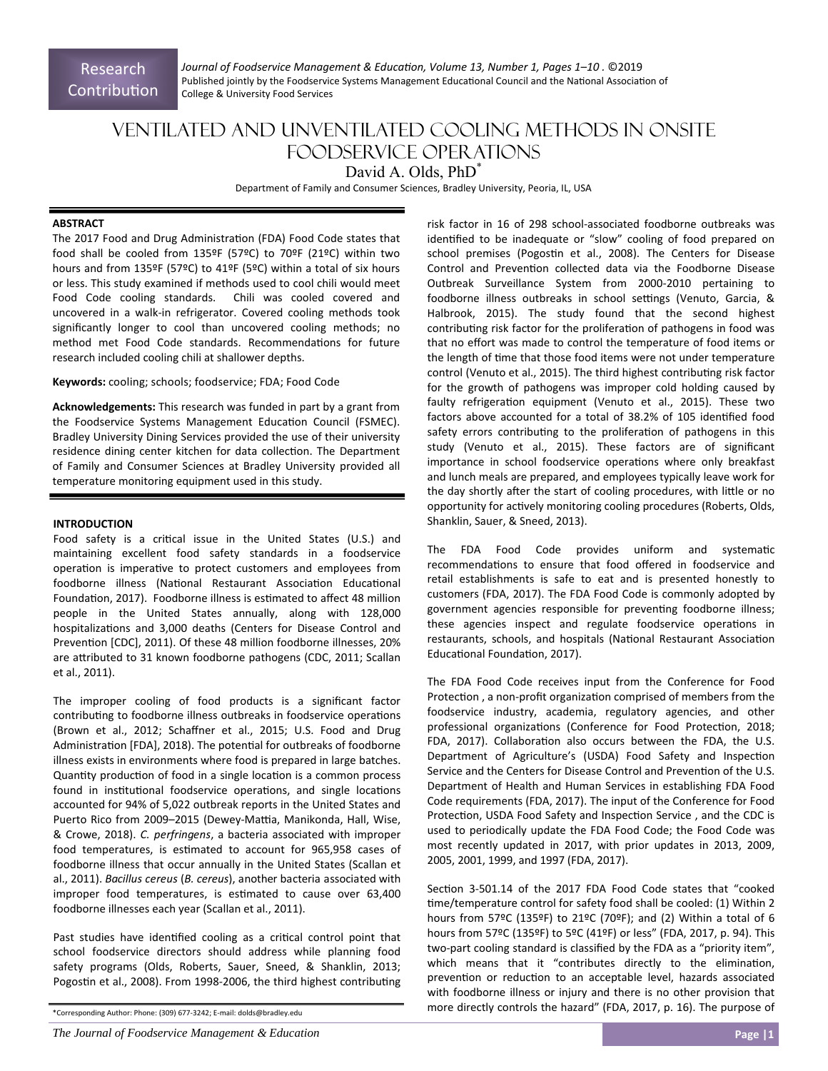Research Contribution

# VENTILATED AND UNVENTILATED COOLING METHODS IN ONSITE FOODSERVICE OPERATIONS

David A. Olds, PhD*

Department of Family and Consumer Sciences, Bradley University, Peoria, IL, USA

## ABSTRACT

The 2017 Food and Drug Administration (FDA) Food Code states that food shall be cooled from 135ºF (57ºC) to 70ºF (21ºC) within two hours and from 135ºF (57ºC) to 41ºF (5ºC) within a total of six hours or less. This study examined if methods used to cool chili would meet Food Code cooling standards. Chili was cooled covered and uncovered in a walk-in refrigerator. Covered cooling methods took significantly longer to cool than uncovered cooling methods; no method met Food Code standards. Recommendations for future research included cooling chili at shallower depths.

**Keywords:** cooling; schools; foodservice; FDA; Food Code

**Acknowledgements:** This research was funded in part by a grant from the Foodservice Systems Management Education Council (FSMEC). Bradley University Dining Services provided the use of their university residence dining center kitchen for data collection. The Department of Family and Consumer Sciences at Bradley University provided all temperature monitoring equipment used in this study.

## INTRODUCTION

Food safety is a critical issue in the United States (U.S.) and maintaining excellent food safety standards in a foodservice operation is imperative to protect customers and employees from foodborne illness (National Restaurant Association Educational Foundation, 2017). Foodborne illness is estimated to affect 48 million people in the United States annually, along with 128,000 hospitalizations and 3,000 deaths (Centers for Disease Control and Prevention [CDC], 2011). Of these 48 million foodborne illnesses, 20% are attributed to 31 known foodborne pathogens (CDC, 2011; Scallan et al., 2011).

The improper cooling of food products is a significant factor contributing to foodborne illness outbreaks in foodservice operations (Brown et al., 2012; Schaffner et al., 2015; U.S. Food and Drug Administration [FDA], 2018). The potential for outbreaks of foodborne illness exists in environments where food is prepared in large batches. Quantity production of food in a single location is a common process found in institutional foodservice operations, and single locations accounted for 94% of 5,022 outbreak reports in the United States and Puerto Rico from 2009–2015 (Dewey-Mattia, Manikonda, Hall, Wise, & Crowe, 2018). *C. perfringens*, a bacteria associated with improper food temperatures, is estimated to account for 965,958 cases of foodborne illness that occur annually in the United States (Scallan et al., 2011). *Bacillus cereus* (*B. cereus*), another bacteria associated with improper food temperatures, is estimated to cause over 63,400 foodborne illnesses each year (Scallan et al., 2011).

Past studies have identified cooling as a critical control point that school foodservice directors should address while planning food safety programs (Olds, Roberts, Sauer, Sneed, & Shanklin, 2013; Pogostin et al., 2008). From 1998-2006, the third highest contributing risk factor in 16 of 298 school-associated foodborne outbreaks was identified to be inadequate or "slow" cooling of food prepared on school premises (Pogostin et al., 2008). The Centers for Disease Control and Prevention collected data via the Foodborne Disease Outbreak Surveillance System from 2000-2010 pertaining to foodborne illness outbreaks in school settings (Venuto, Garcia, & Halbrook, 2015). The study found that the second highest contributing risk factor for the proliferation of pathogens in food was that no effort was made to control the temperature of food items or the length of time that those food items were not under temperature control (Venuto et al., 2015). The third highest contributing risk factor for the growth of pathogens was improper cold holding caused by faulty refrigeration equipment (Venuto et al., 2015). These two factors above accounted for a total of 38.2% of 105 identified food safety errors contributing to the proliferation of pathogens in this study (Venuto et al., 2015). These factors are of significant importance in school foodservice operations where only breakfast and lunch meals are prepared, and employees typically leave work for the day shortly after the start of cooling procedures, with little or no opportunity for actively monitoring cooling procedures (Roberts, Olds, Shanklin, Sauer, & Sneed, 2013).

The FDA Food Code provides uniform and systematic recommendations to ensure that food offered in foodservice and retail establishments is safe to eat and is presented honestly to customers (FDA, 2017). The FDA Food Code is commonly adopted by government agencies responsible for preventing foodborne illness; these agencies inspect and regulate foodservice operations in restaurants, schools, and hospitals (National Restaurant Association Educational Foundation, 2017).

The FDA Food Code receives input from the Conference for Food Protection , a non-profit organization comprised of members from the foodservice industry, academia, regulatory agencies, and other professional organizations (Conference for Food Protection, 2018; FDA, 2017). Collaboration also occurs between the FDA, the U.S. Department of Agriculture's (USDA) Food Safety and Inspection Service and the Centers for Disease Control and Prevention of the U.S. Department of Health and Human Services in establishing FDA Food Code requirements (FDA, 2017). The input of the Conference for Food Protection, USDA Food Safety and Inspection Service , and the CDC is used to periodically update the FDA Food Code; the Food Code was most recently updated in 2017, with prior updates in 2013, 2009, 2005, 2001, 1999, and 1997 (FDA, 2017).

Section 3-501.14 of the 2017 FDA Food Code states that "cooked time/temperature control for safety food shall be cooled: (1) Within 2 hours from 57ºC (135ºF) to 21ºC (70ºF); and (2) Within a total of 6 hours from 57ºC (135ºF) to 5ºC (41ºF) or less" (FDA, 2017, p. 94). This two-part cooling standard is classified by the FDA as a "priority item", which means that it "contributes directly to the elimination, prevention or reduction to an acceptable level, hazards associated with foodborne illness or injury and there is no other provision that more directly controls the hazard" (FDA, 2017, p. 16). The purpose of

*Corresponding Author: Phone: (309) 677-3242; E-mail: dolds@bradley.edu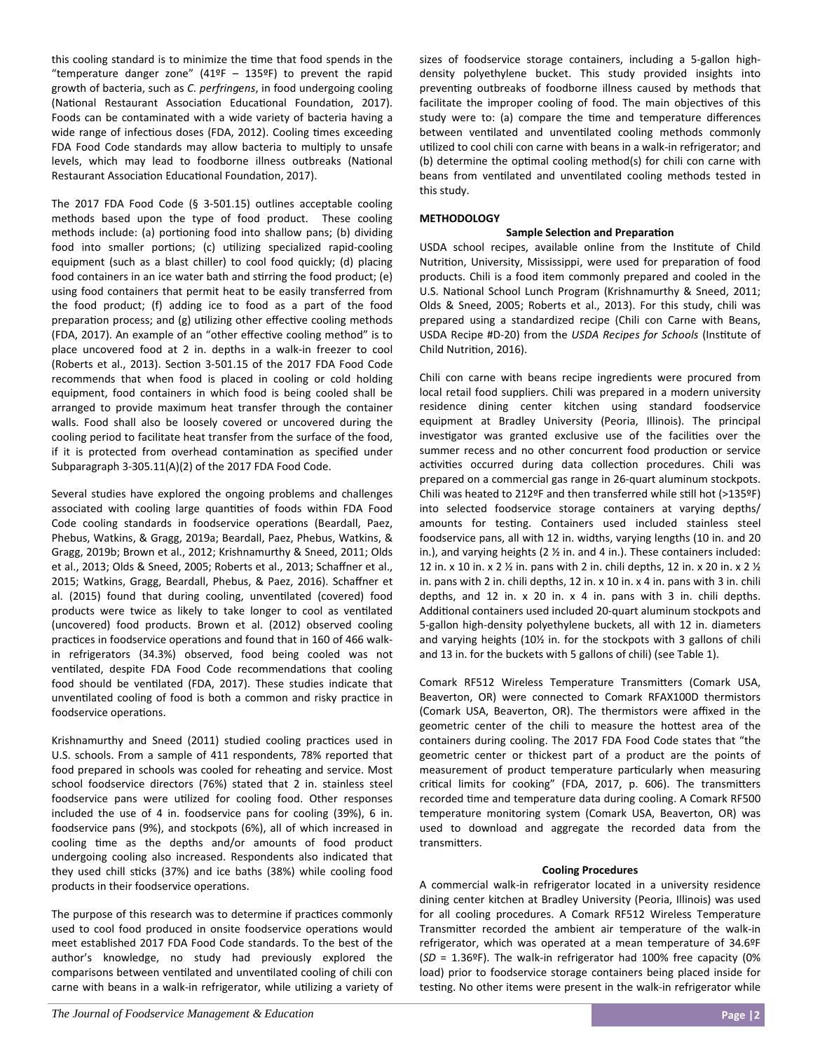this cooling standard is to minimize the time that food spends in the "temperature danger zone" (41ºF – 135ºF) to prevent the rapid growth of bacteria, such as *C. perfringens*, in food undergoing cooling (National Restaurant Association Educational Foundation, 2017). Foods can be contaminated with a wide variety of bacteria having a wide range of infectious doses (FDA, 2012). Cooling times exceeding FDA Food Code standards may allow bacteria to multiply to unsafe levels, which may lead to foodborne illness outbreaks (National Restaurant Association Educational Foundation, 2017).

The 2017 FDA Food Code (§ 3-501.15) outlines acceptable cooling methods based upon the type of food product. These cooling methods include: (a) portioning food into shallow pans; (b) dividing food into smaller portions; (c) utilizing specialized rapid-cooling equipment (such as a blast chiller) to cool food quickly; (d) placing food containers in an ice water bath and stirring the food product; (e) using food containers that permit heat to be easily transferred from the food product; (f) adding ice to food as a part of the food preparation process; and (g) utilizing other effective cooling methods (FDA, 2017). An example of an "other effective cooling method" is to place uncovered food at 2 in. depths in a walk-in freezer to cool (Roberts et al., 2013). Section 3-501.15 of the 2017 FDA Food Code recommends that when food is placed in cooling or cold holding equipment, food containers in which food is being cooled shall be arranged to provide maximum heat transfer through the container walls. Food shall also be loosely covered or uncovered during the cooling period to facilitate heat transfer from the surface of the food, if it is protected from overhead contamination as specified under Subparagraph 3-305.11(A)(2) of the 2017 FDA Food Code.

Several studies have explored the ongoing problems and challenges associated with cooling large quantities of foods within FDA Food Code cooling standards in foodservice operations (Beardall, Paez, Phebus, Watkins, & Gragg, 2019a; Beardall, Paez, Phebus, Watkins, & Gragg, 2019b; Brown et al., 2012; Krishnamurthy & Sneed, 2011; Olds et al., 2013; Olds & Sneed, 2005; Roberts et al., 2013; Schaffner et al., 2015; Watkins, Gragg, Beardall, Phebus, & Paez, 2016). Schaffner et al. (2015) found that during cooling, unventilated (covered) food products were twice as likely to take longer to cool as ventilated (uncovered) food products. Brown et al. (2012) observed cooling practices in foodservice operations and found that in 160 of 466 walk-in refrigerators (34.3%) observed, food being cooled was not ventilated, despite FDA Food Code recommendations that cooling food should be ventilated (FDA, 2017). These studies indicate that unventilated cooling of food is both a common and risky practice in foodservice operations.

Krishnamurthy and Sneed (2011) studied cooling practices used in U.S. schools. From a sample of 411 respondents, 78% reported that food prepared in schools was cooled for reheating and service. Most school foodservice directors (76%) stated that 2 in. stainless steel foodservice pans were utilized for cooling food. Other responses included the use of 4 in. foodservice pans for cooling (39%), 6 in. foodservice pans (9%), and stockpots (6%), all of which increased in cooling time as the depths and/or amounts of food product undergoing cooling also increased. Respondents also indicated that they used chill sticks (37%) and ice baths (38%) while cooling food products in their foodservice operations.

The purpose of this research was to determine if practices commonly used to cool food produced in onsite foodservice operations would meet established 2017 FDA Food Code standards. To the best of the author's knowledge, no study had previously explored the comparisons between ventilated and unventilated cooling of chili con carne with beans in a walk-in refrigerator, while utilizing a variety of sizes of foodservice storage containers, including a 5-gallon high-density polyethylene bucket. This study provided insights into preventing outbreaks of foodborne illness caused by methods that facilitate the improper cooling of food. The main objectives of this study were to: (a) compare the time and temperature differences between ventilated and unventilated cooling methods commonly utilized to cool chili con carne with beans in a walk-in refrigerator; and (b) determine the optimal cooling method(s) for chili con carne with beans from ventilated and unventilated cooling methods tested in this study.

## METHODOLOGY

### Sample Selection and Preparation

USDA school recipes, available online from the Institute of Child Nutrition, University, Mississippi, were used for preparation of food products. Chili is a food item commonly prepared and cooled in the U.S. National School Lunch Program (Krishnamurthy & Sneed, 2011; Olds & Sneed, 2005; Roberts et al., 2013). For this study, chili was prepared using a standardized recipe (Chili con Carne with Beans, USDA Recipe #D-20) from the *USDA Recipes for Schools* (Institute of Child Nutrition, 2016).

Chili con carne with beans recipe ingredients were procured from local retail food suppliers. Chili was prepared in a modern university residence dining center kitchen using standard foodservice equipment at Bradley University (Peoria, Illinois). The principal investigator was granted exclusive use of the facilities over the summer recess and no other concurrent food production or service activities occurred during data collection procedures. Chili was prepared on a commercial gas range in 26-quart aluminum stockpots. Chili was heated to 212ºF and then transferred while still hot (>135ºF) into selected foodservice storage containers at varying depths/ amounts for testing. Containers used included stainless steel foodservice pans, all with 12 in. widths, varying lengths (10 in. and 20 in.), and varying heights (2 ½ in. and 4 in.). These containers included: 12 in. x 10 in. x 2 ½ in. pans with 2 in. chili depths, 12 in. x 20 in. x 2 ½ in. pans with 2 in. chili depths, 12 in. x 10 in. x 4 in. pans with 3 in. chili depths, and 12 in. x 20 in. x 4 in. pans with 3 in. chili depths. Additional containers used included 20-quart aluminum stockpots and 5-gallon high-density polyethylene buckets, all with 12 in. diameters and varying heights (10½ in. for the stockpots with 3 gallons of chili and 13 in. for the buckets with 5 gallons of chili) (see Table 1).

Comark RF512 Wireless Temperature Transmitters (Comark USA, Beaverton, OR) were connected to Comark RFAX100D thermistors (Comark USA, Beaverton, OR). The thermistors were affixed in the geometric center of the chili to measure the hottest area of the containers during cooling. The 2017 FDA Food Code states that "the geometric center or thickest part of a product are the points of measurement of product temperature particularly when measuring critical limits for cooking" (FDA, 2017, p. 606). The transmitters recorded time and temperature data during cooling. A Comark RF500 temperature monitoring system (Comark USA, Beaverton, OR) was used to download and aggregate the recorded data from the transmitters.

### Cooling Procedures

A commercial walk-in refrigerator located in a university residence dining center kitchen at Bradley University (Peoria, Illinois) was used for all cooling procedures. A Comark RF512 Wireless Temperature Transmitter recorded the ambient air temperature of the walk-in refrigerator, which was operated at a mean temperature of 34.6ºF (*SD* = 1.36ºF). The walk-in refrigerator had 100% free capacity (0% load) prior to foodservice storage containers being placed inside for testing. No other items were present in the walk-in refrigerator while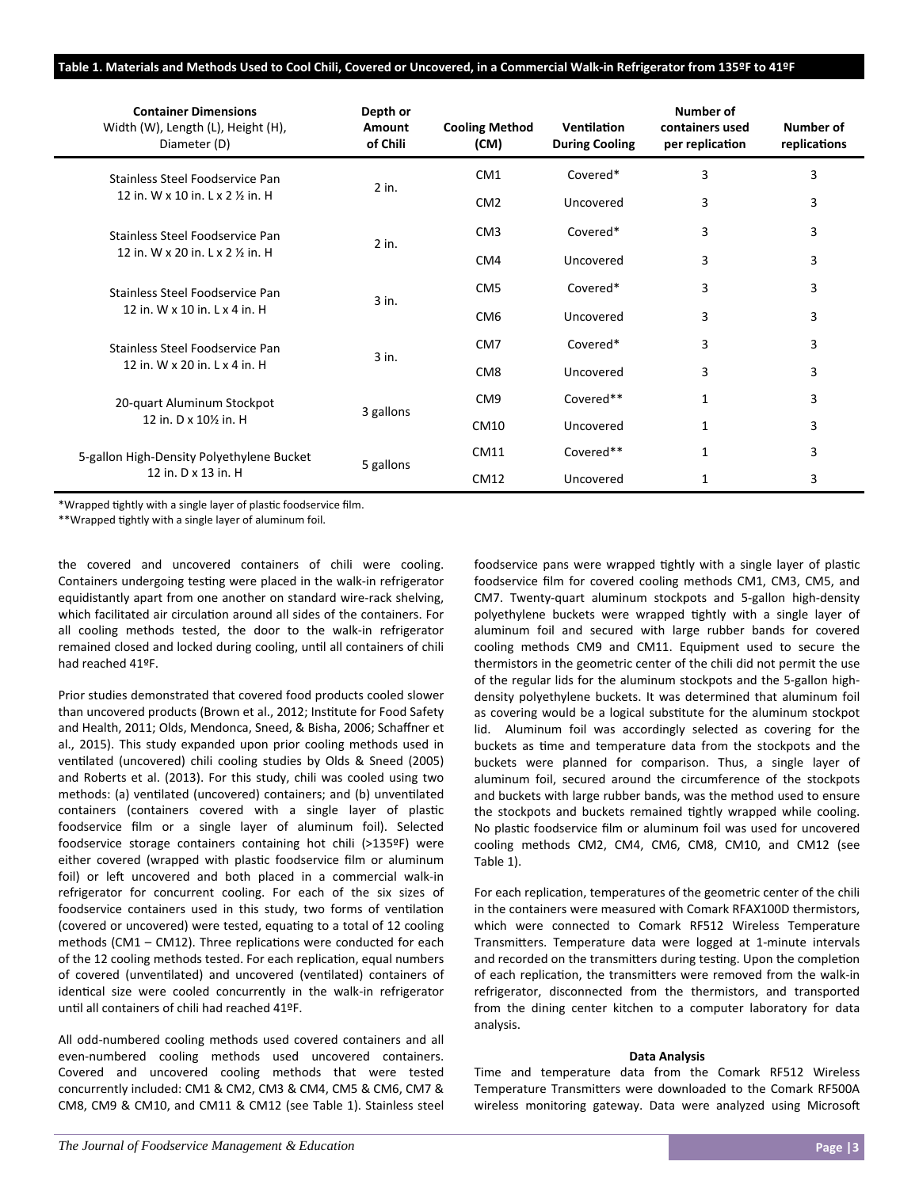**Table 1. Materials and Methods Used to Cool Chili, Covered or Uncovered, in a Commercial Walk-in Refrigerator from 135ºF to 41ºF**

| Container Dimensions Width (W), Length (L), Height (H), Diameter (D) | Depth or Amount of Chili | Cooling Method (CM) | Ventilation During Cooling | Number of containers used per replication | Number of replications |
|---|---|---|---|---|---|
| Stainless Steel Foodservice Pan 12 in. W x 10 in. L x 2 ½ in. H | 2 in. | CM1 | Covered* | 3 | 3 |
| | | CM2 | Uncovered | 3 | 3 |
| Stainless Steel Foodservice Pan 12 in. W x 20 in. L x 2 ½ in. H | 2 in. | CM3 | Covered* | 3 | 3 |
| | | CM4 | Uncovered | 3 | 3 |
| Stainless Steel Foodservice Pan 12 in. W x 10 in. L x 4 in. H | 3 in. | CM5 | Covered* | 3 | 3 |
| | | CM6 | Uncovered | 3 | 3 |
| Stainless Steel Foodservice Pan 12 in. W x 20 in. L x 4 in. H | 3 in. | CM7 | Covered* | 3 | 3 |
| | | CM8 | Uncovered | 3 | 3 |
| 20-quart Aluminum Stockpot 12 in. D x 10½ in. H | 3 gallons | CM9 | Covered** | 1 | 3 |
| | | CM10 | Uncovered | 1 | 3 |
| 5-gallon High-Density Polyethylene Bucket 12 in. D x 13 in. H | 5 gallons | CM11 | Covered** | 1 | 3 |
| | | CM12 | Uncovered | 1 | 3 |

*Wrapped tightly with a single layer of plastic foodservice film.
**Wrapped tightly with a single layer of aluminum foil.

the covered and uncovered containers of chili were cooling. Containers undergoing testing were placed in the walk-in refrigerator equidistantly apart from one another on standard wire-rack shelving, which facilitated air circulation around all sides of the containers. For all cooling methods tested, the door to the walk-in refrigerator remained closed and locked during cooling, until all containers of chili had reached 41ºF.

Prior studies demonstrated that covered food products cooled slower than uncovered products (Brown et al., 2012; Institute for Food Safety and Health, 2011; Olds, Mendonca, Sneed, & Bisha, 2006; Schaffner et al., 2015). This study expanded upon prior cooling methods used in ventilated (uncovered) chili cooling studies by Olds & Sneed (2005) and Roberts et al. (2013). For this study, chili was cooled using two methods: (a) ventilated (uncovered) containers; and (b) unventilated containers (containers covered with a single layer of plastic foodservice film or a single layer of aluminum foil). Selected foodservice storage containers containing hot chili (>135ºF) were either covered (wrapped with plastic foodservice film or aluminum foil) or left uncovered and both placed in a commercial walk-in refrigerator for concurrent cooling. For each of the six sizes of foodservice containers used in this study, two forms of ventilation (covered or uncovered) were tested, equating to a total of 12 cooling methods (CM1 – CM12). Three replications were conducted for each of the 12 cooling methods tested. For each replication, equal numbers of covered (unventilated) and uncovered (ventilated) containers of identical size were cooled concurrently in the walk-in refrigerator until all containers of chili had reached 41ºF.

All odd-numbered cooling methods used covered containers and all even-numbered cooling methods used uncovered containers. Covered and uncovered cooling methods that were tested concurrently included: CM1 & CM2, CM3 & CM4, CM5 & CM6, CM7 & CM8, CM9 & CM10, and CM11 & CM12 (see Table 1). Stainless steel foodservice pans were wrapped tightly with a single layer of plastic foodservice film for covered cooling methods CM1, CM3, CM5, and CM7. Twenty-quart aluminum stockpots and 5-gallon high-density polyethylene buckets were wrapped tightly with a single layer of aluminum foil and secured with large rubber bands for covered cooling methods CM9 and CM11. Equipment used to secure the thermistors in the geometric center of the chili did not permit the use of the regular lids for the aluminum stockpots and the 5-gallon high-density polyethylene buckets. It was determined that aluminum foil as covering would be a logical substitute for the aluminum stockpot lid. Aluminum foil was accordingly selected as covering for the buckets as time and temperature data from the stockpots and the buckets were planned for comparison. Thus, a single layer of aluminum foil, secured around the circumference of the stockpots and buckets with large rubber bands, was the method used to ensure the stockpots and buckets remained tightly wrapped while cooling. No plastic foodservice film or aluminum foil was used for uncovered cooling methods CM2, CM4, CM6, CM8, CM10, and CM12 (see Table 1).

For each replication, temperatures of the geometric center of the chili in the containers were measured with Comark RFAX100D thermistors, which were connected to Comark RF512 Wireless Temperature Transmitters. Temperature data were logged at 1-minute intervals and recorded on the transmitters during testing. Upon the completion of each replication, the transmitters were removed from the walk-in refrigerator, disconnected from the thermistors, and transported from the dining center kitchen to a computer laboratory for data analysis.

### Data Analysis

Time and temperature data from the Comark RF512 Wireless Temperature Transmitters were downloaded to the Comark RF500A wireless monitoring gateway. Data were analyzed using Microsoft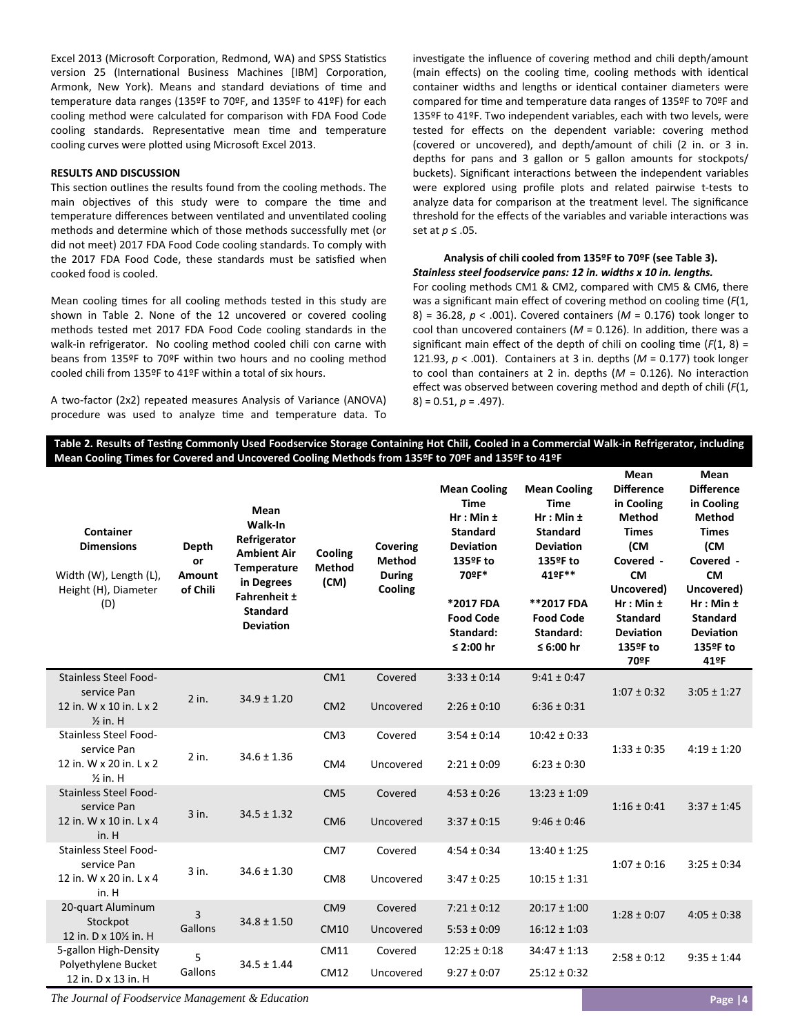Excel 2013 (Microsoft Corporation, Redmond, WA) and SPSS Statistics version 25 (International Business Machines [IBM] Corporation, Armonk, New York). Means and standard deviations of time and temperature data ranges (135ºF to 70ºF, and 135ºF to 41ºF) for each cooling method were calculated for comparison with FDA Food Code cooling standards. Representative mean time and temperature cooling curves were plotted using Microsoft Excel 2013.

## RESULTS AND DISCUSSION

This section outlines the results found from the cooling methods. The main objectives of this study were to compare the time and temperature differences between ventilated and unventilated cooling methods and determine which of those methods successfully met (or did not meet) 2017 FDA Food Code cooling standards. To comply with the 2017 FDA Food Code, these standards must be satisfied when cooked food is cooled.

Mean cooling times for all cooling methods tested in this study are shown in Table 2. None of the 12 uncovered or covered cooling methods tested met 2017 FDA Food Code cooling standards in the walk-in refrigerator. No cooling method cooled chili con carne with beans from 135ºF to 70ºF within two hours and no cooling method cooled chili from 135ºF to 41ºF within a total of six hours.

A two-factor (2x2) repeated measures Analysis of Variance (ANOVA) procedure was used to analyze time and temperature data. To investigate the influence of covering method and chili depth/amount (main effects) on the cooling time, cooling methods with identical container widths and lengths or identical container diameters were compared for time and temperature data ranges of 135ºF to 70ºF and 135ºF to 41ºF. Two independent variables, each with two levels, were tested for effects on the dependent variable: covering method (covered or uncovered), and depth/amount of chili (2 in. or 3 in. depths for pans and 3 gallon or 5 gallon amounts for stockpots/ buckets). Significant interactions between the independent variables were explored using profile plots and related pairwise t-tests to analyze data for comparison at the treatment level. The significance threshold for the effects of the variables and variable interactions was set at $p \leq .05$.

### Analysis of chili cooled from 135ºF to 70ºF (see Table 3).

***Stainless steel foodservice pans: 12 in. widths x 10 in. lengths.***

For cooling methods CM1 & CM2, compared with CM5 & CM6, there was a significant main effect of covering method on cooling time ($F(1, 8) = 36.28$, $p < .001$). Covered containers ($M = 0.176$) took longer to cool than uncovered containers ($M = 0.126$). In addition, there was a significant main effect of the depth of chili on cooling time ($F(1, 8) = 121.93$, $p < .001$). Containers at 3 in. depths ($M = 0.177$) took longer to cool than containers at 2 in. depths ($M = 0.126$). No interaction effect was observed between covering method and depth of chili ($F(1, 8) = 0.51$, $p = .497$).

**Table 2. Results of Testing Commonly Used Foodservice Storage Containing Hot Chili, Cooled in a Commercial Walk-in Refrigerator, including Mean Cooling Times for Covered and Uncovered Cooling Methods from 135ºF to 70ºF and 135ºF to 41ºF**

| Container Dimensions<br>Width (W), Length (L), Height (H), Diameter (D) | Depth or Amount of Chili | Mean Walk-In Refrigerator Ambient Air Temperature in Degrees Fahrenheit ± Standard Deviation | Cooling Method (CM) | Covering Method During Cooling | Mean Cooling Time Hr : Min ± Standard Deviation 135ºF to 70ºF*<br>*2017 FDA Food Code Standard: ≤ 2:00 hr | Mean Cooling Time Hr : Min ± Standard Deviation 135ºF to 41ºF**<br>**2017 FDA Food Code Standard: ≤ 6:00 hr | Mean Difference in Cooling Method Times (CM Covered - CM Uncovered) Hr : Min ± Standard Deviation 135ºF to 70ºF | Mean Difference in Cooling Method Times (CM Covered - CM Uncovered) Hr : Min ± Standard Deviation 135ºF to 41ºF |
|---|---|---|---|---|---|---|---|---|
| Stainless Steel Food-service Pan 12 in. W x 10 in. L x 2 ½ in. H | 2 in. | 34.9 ± 1.20 | CM1 | Covered | 3:33 ± 0:14 | 9:41 ± 0:47 | 1:07 ± 0:32 | 3:05 ± 1:27 |
| | | | CM2 | Uncovered | 2:26 ± 0:10 | 6:36 ± 0:31 | | |
| Stainless Steel Food-service Pan 12 in. W x 20 in. L x 2 ½ in. H | 2 in. | 34.6 ± 1.36 | CM3 | Covered | 3:54 ± 0:14 | 10:42 ± 0:33 | 1:33 ± 0:35 | 4:19 ± 1:20 |
| | | | CM4 | Uncovered | 2:21 ± 0:09 | 6:23 ± 0:30 | | |
| Stainless Steel Food-service Pan 12 in. W x 10 in. L x 4 in. H | 3 in. | 34.5 ± 1.32 | CM5 | Covered | 4:53 ± 0:26 | 13:23 ± 1:09 | 1:16 ± 0:41 | 3:37 ± 1:45 |
| | | | CM6 | Uncovered | 3:37 ± 0:15 | 9:46 ± 0:46 | | |
| Stainless Steel Food-service Pan 12 in. W x 20 in. L x 4 in. H | 3 in. | 34.6 ± 1.30 | CM7 | Covered | 4:54 ± 0:34 | 13:40 ± 1:25 | 1:07 ± 0:16 | 3:25 ± 0:34 |
| | | | CM8 | Uncovered | 3:47 ± 0:25 | 10:15 ± 1:31 | | |
| 20-quart Aluminum Stockpot 12 in. D x 10½ in. H | 3 Gallons | 34.8 ± 1.50 | CM9 | Covered | 7:21 ± 0:12 | 20:17 ± 1:00 | 1:28 ± 0:07 | 4:05 ± 0:38 |
| | | | CM10 | Uncovered | 5:53 ± 0:09 | 16:12 ± 1:03 | | |
| 5-gallon High-Density Polyethylene Bucket 12 in. D x 13 in. H | 5 Gallons | 34.5 ± 1.44 | CM11 | Covered | 12:25 ± 0:18 | 34:47 ± 1:13 | 2:58 ± 0:12 | 9:35 ± 1:44 |
| | | | CM12 | Uncovered | 9:27 ± 0:07 | 25:12 ± 0:32 | | |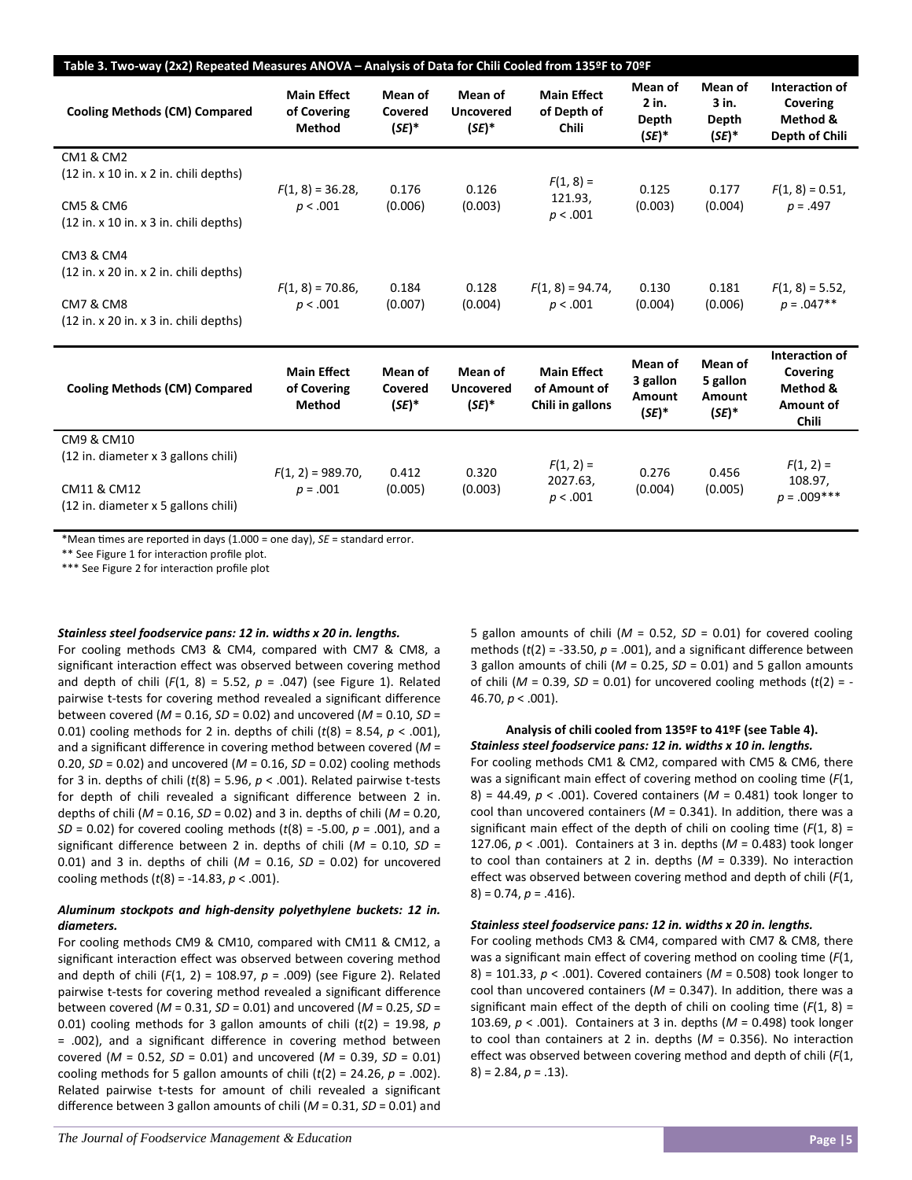**Table 3. Two-way (2x2) Repeated Measures ANOVA – Analysis of Data for Chili Cooled from 135ºF to 70ºF**

| Cooling Methods (CM) Compared | Main Effect of Covering Method | Mean of Covered ($SE$)* | Mean of Uncovered ($SE$)* | Main Effect of Depth of Chili | Mean of 2 in. Depth ($SE$)* | Mean of 3 in. Depth ($SE$)* | Interaction of Covering Method & Depth of Chili |
|---|---|---|---|---|---|---|---|
| CM1 & CM2 (12 in. x 10 in. x 2 in. chili depths)<br>CM5 & CM6 (12 in. x 10 in. x 3 in. chili depths) | $F(1, 8) = 36.28$, $p < .001$ | 0.176 (0.006) | 0.126 (0.003) | $F(1, 8) = 121.93$, $p < .001$ | 0.125 (0.003) | 0.177 (0.004) | $F(1, 8) = 0.51$, $p = .497$ |
| CM3 & CM4 (12 in. x 20 in. x 2 in. chili depths)<br>CM7 & CM8 (12 in. x 20 in. x 3 in. chili depths) | $F(1, 8) = 70.86$, $p < .001$ | 0.184 (0.007) | 0.128 (0.004) | $F(1, 8) = 94.74$, $p < .001$ | 0.130 (0.004) | 0.181 (0.006) | $F(1, 8) = 5.52$, $p = .047$** |

| Cooling Methods (CM) Compared | Main Effect of Covering Method | Mean of Covered ($SE$)* | Mean of Uncovered ($SE$)* | Main Effect of Amount of Chili in gallons | Mean of 3 gallon Amount ($SE$)* | Mean of 5 gallon Amount ($SE$)* | Interaction of Covering Method & Amount of Chili |
|---|---|---|---|---|---|---|---|
| CM9 & CM10 (12 in. diameter x 3 gallons chili)<br>CM11 & CM12 (12 in. diameter x 5 gallons chili) | $F(1, 2) = 989.70$, $p = .001$ | 0.412 (0.005) | 0.320 (0.003) | $F(1, 2) = 2027.63$, $p < .001$ | 0.276 (0.004) | 0.456 (0.005) | $F(1, 2) = 108.97$, $p = .009$*** |

*Mean times are reported in days (1.000 = one day), $SE$ = standard error.
** See Figure 1 for interaction profile plot.
*** See Figure 2 for interaction profile plot

***Stainless steel foodservice pans: 12 in. widths x 20 in. lengths.***

For cooling methods CM3 & CM4, compared with CM7 & CM8, a significant interaction effect was observed between covering method and depth of chili ($F(1, 8) = 5.52$, $p = .047$) (see Figure 1). Related pairwise t-tests for covering method revealed a significant difference between covered ($M = 0.16$, $SD = 0.02$) and uncovered ($M = 0.10$, $SD = 0.01$) cooling methods for 2 in. depths of chili ($t(8) = 8.54$, $p < .001$), and a significant difference in covering method between covered ($M = 0.20$, $SD = 0.02$) and uncovered ($M = 0.16$, $SD = 0.02$) cooling methods for 3 in. depths of chili ($t(8) = 5.96$, $p < .001$). Related pairwise t-tests for depth of chili revealed a significant difference between 2 in. depths of chili ($M = 0.16$, $SD = 0.02$) and 3 in. depths of chili ($M = 0.20$, $SD = 0.02$) for covered cooling methods ($t(8) = -5.00$, $p = .001$), and a significant difference between 2 in. depths of chili ($M = 0.10$, $SD = 0.01$) and 3 in. depths of chili ($M = 0.16$, $SD = 0.02$) for uncovered cooling methods ($t(8) = -14.83$, $p < .001$).

***Aluminum stockpots and high-density polyethylene buckets: 12 in. diameters.***

For cooling methods CM9 & CM10, compared with CM11 & CM12, a significant interaction effect was observed between covering method and depth of chili ($F(1, 2) = 108.97$, $p = .009$) (see Figure 2). Related pairwise t-tests for covering method revealed a significant difference between covered ($M = 0.31$, $SD = 0.01$) and uncovered ($M = 0.25$, $SD = 0.01$) cooling methods for 3 gallon amounts of chili ($t(2) = 19.98$, $p = .002$), and a significant difference in covering method between covered ($M = 0.52$, $SD = 0.01$) and uncovered ($M = 0.39$, $SD = 0.01$) cooling methods for 5 gallon amounts of chili ($t(2) = 24.26$, $p = .002$). Related pairwise t-tests for amount of chili revealed a significant difference between 3 gallon amounts of chili ($M = 0.31$, $SD = 0.01$) and 5 gallon amounts of chili ($M = 0.52$, $SD = 0.01$) for covered cooling methods ($t(2) = -33.50$, $p = .001$), and a significant difference between 3 gallon amounts of chili ($M = 0.25$, $SD = 0.01$) and 5 gallon amounts of chili ($M = 0.39$, $SD = 0.01$) for uncovered cooling methods ($t(2) = -46.70$, $p < .001$).

**Analysis of chili cooled from 135ºF to 41ºF (see Table 4).**

***Stainless steel foodservice pans: 12 in. widths x 10 in. lengths.***

For cooling methods CM1 & CM2, compared with CM5 & CM6, there was a significant main effect of covering method on cooling time ($F(1, 8) = 44.49$, $p < .001$). Covered containers ($M = 0.481$) took longer to cool than uncovered containers ($M = 0.341$). In addition, there was a significant main effect of the depth of chili on cooling time ($F(1, 8) = 127.06$, $p < .001$). Containers at 3 in. depths ($M = 0.483$) took longer to cool than containers at 2 in. depths ($M = 0.339$). No interaction effect was observed between covering method and depth of chili ($F(1, 8) = 0.74$, $p = .416$).

***Stainless steel foodservice pans: 12 in. widths x 20 in. lengths.***

For cooling methods CM3 & CM4, compared with CM7 & CM8, there was a significant main effect of covering method on cooling time ($F(1, 8) = 101.33$, $p < .001$). Covered containers ($M = 0.508$) took longer to cool than uncovered containers ($M = 0.347$). In addition, there was a significant main effect of the depth of chili on cooling time ($F(1, 8) = 103.69$, $p < .001$). Containers at 3 in. depths ($M = 0.498$) took longer to cool than containers at 2 in. depths ($M = 0.356$). No interaction effect was observed between covering method and depth of chili ($F(1, 8) = 2.84$, $p = .13$).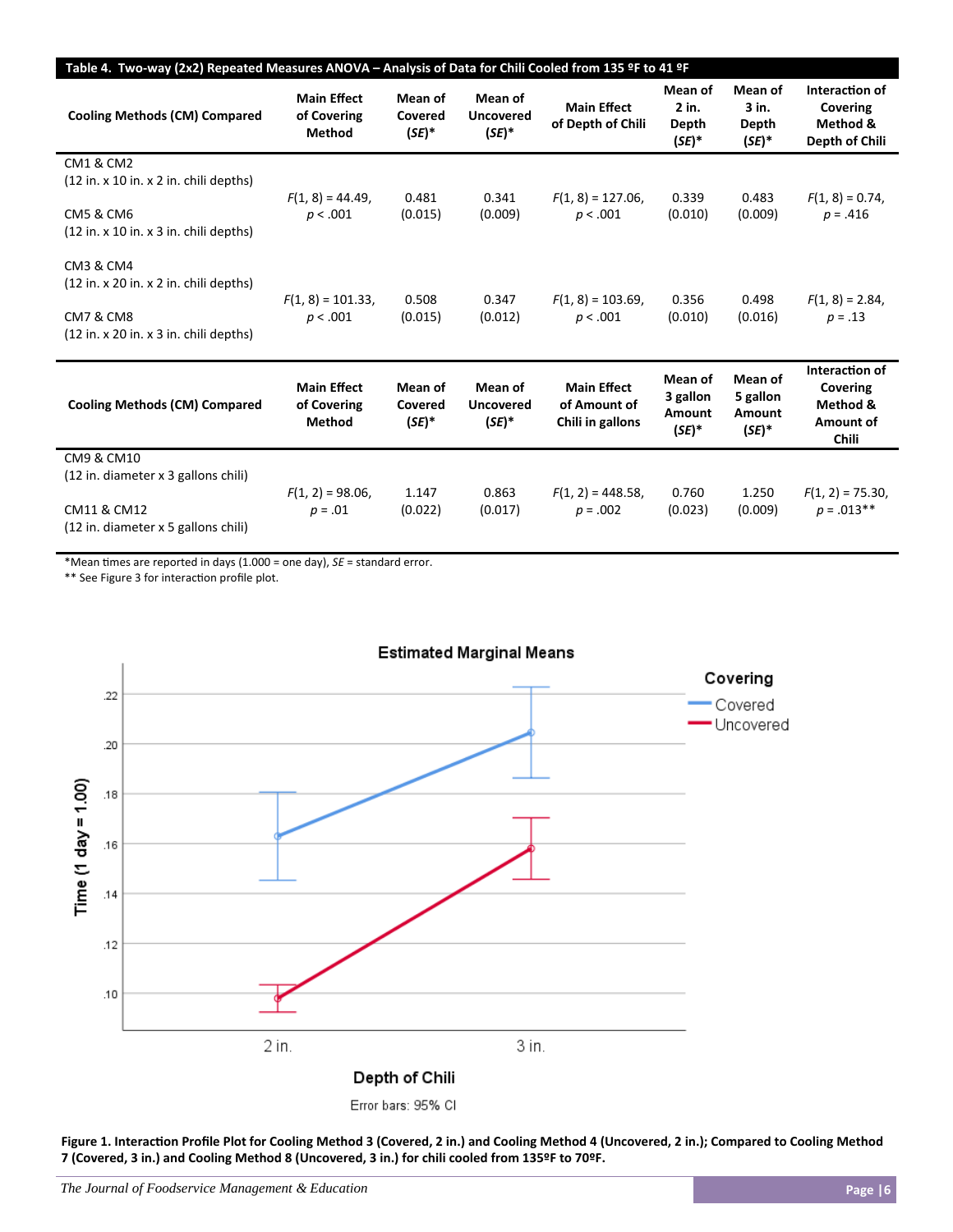**Table 4. Two-way (2x2) Repeated Measures ANOVA – Analysis of Data for Chili Cooled from 135 ºF to 41 ºF**

| Cooling Methods (CM) Compared | Main Effect of Covering Method | Mean of Covered (*SE*)* | Mean of Uncovered (*SE*)* | Main Effect of Depth of Chili | Mean of 2 in. Depth (*SE*)* | Mean of 3 in. Depth (*SE*)* | Interaction of Covering Method & Depth of Chili |
|---|---|---|---|---|---|---|---|
| CM1 & CM2 (12 in. x 10 in. x 2 in. chili depths)<br>CM5 & CM6 (12 in. x 10 in. x 3 in. chili depths) | $F(1, 8) = 44.49$, $p < .001$ | 0.481 (0.015) | 0.341 (0.009) | $F(1, 8) = 127.06$, $p < .001$ | 0.339 (0.010) | 0.483 (0.009) | $F(1, 8) = 0.74$, $p = .416$ |
| CM3 & CM4 (12 in. x 20 in. x 2 in. chili depths)<br>CM7 & CM8 (12 in. x 20 in. x 3 in. chili depths) | $F(1, 8) = 101.33$, $p < .001$ | 0.508 (0.015) | 0.347 (0.012) | $F(1, 8) = 103.69$, $p < .001$ | 0.356 (0.010) | 0.498 (0.016) | $F(1, 8) = 2.84$, $p = .13$ |

| Cooling Methods (CM) Compared | Main Effect of Covering Method | Mean of Covered (*SE*)* | Mean of Uncovered (*SE*)* | Main Effect of Amount of Chili in gallons | Mean of 3 gallon Amount (*SE*)* | Mean of 5 gallon Amount (*SE*)* | Interaction of Covering Method & Amount of Chili |
|---|---|---|---|---|---|---|---|
| CM9 & CM10 (12 in. diameter x 3 gallons chili)<br>CM11 & CM12 (12 in. diameter x 5 gallons chili) | $F(1, 2) = 98.06$, $p = .01$ | 1.147 (0.022) | 0.863 (0.017) | $F(1, 2) = 448.58$, $p = .002$ | 0.760 (0.023) | 1.250 (0.009) | $F(1, 2) = 75.30$, $p = .013$** |

*Mean times are reported in days (1.000 = one day), *SE* = standard error.
** See Figure 3 for interaction profile plot.

**Figure 1. Interaction Profile Plot for Cooling Method 3 (Covered, 2 in.) and Cooling Method 4 (Uncovered, 2 in.); Compared to Cooling Method 7 (Covered, 3 in.) and Cooling Method 8 (Uncovered, 3 in.) for chili cooled from 135ºF to 70ºF.**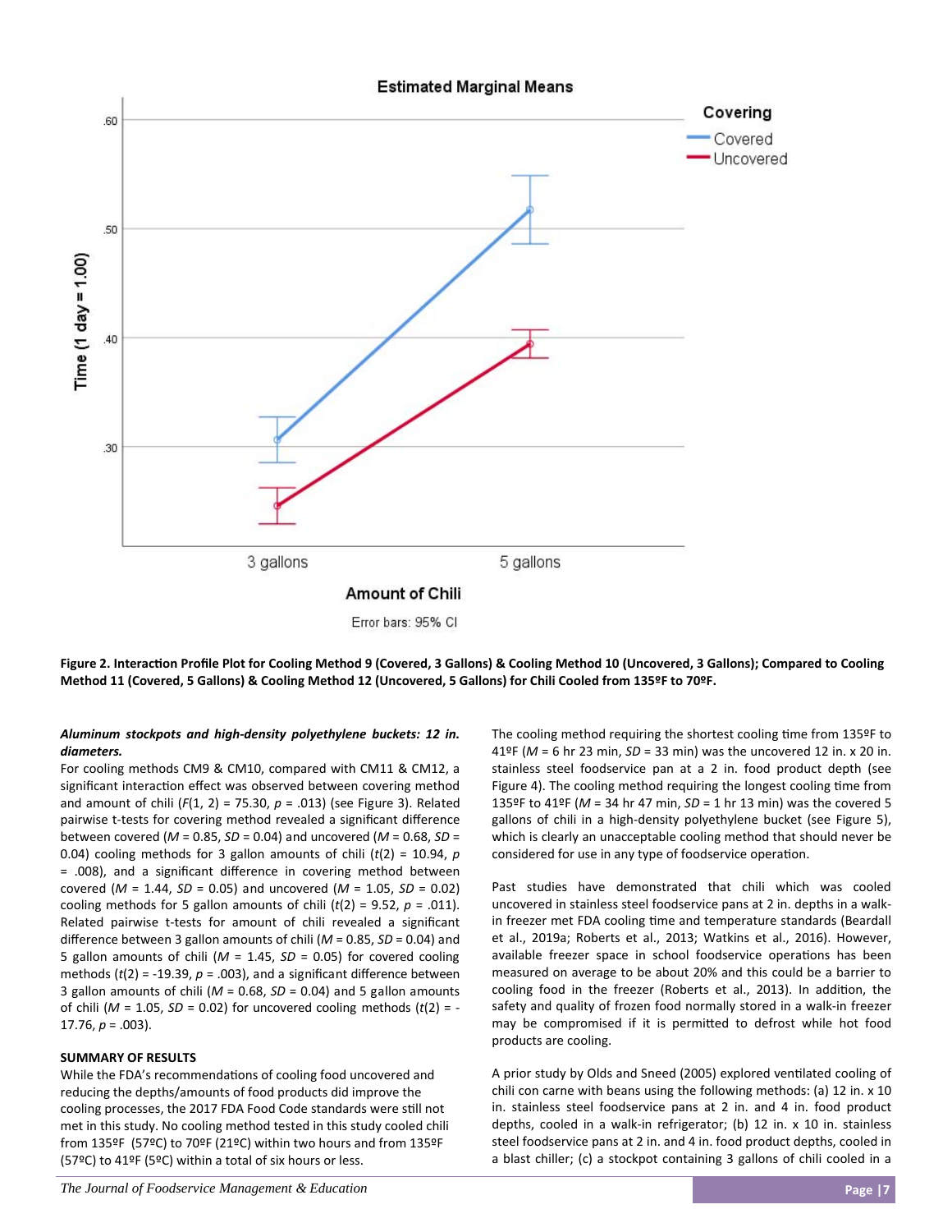**Figure 2. Interaction Profile Plot for Cooling Method 9 (Covered, 3 Gallons) & Cooling Method 10 (Uncovered, 3 Gallons); Compared to Cooling Method 11 (Covered, 5 Gallons) & Cooling Method 12 (Uncovered, 5 Gallons) for Chili Cooled from 135ºF to 70ºF.**

***Aluminum stockpots and high-density polyethylene buckets: 12 in. diameters.***

For cooling methods CM9 & CM10, compared with CM11 & CM12, a significant interaction effect was observed between covering method and amount of chili ($F(1, 2) = 75.30$, $p = .013$) (see Figure 3). Related pairwise t-tests for covering method revealed a significant difference between covered ($M = 0.85$, $SD = 0.04$) and uncovered ($M = 0.68$, $SD = 0.04$) cooling methods for 3 gallon amounts of chili ($t(2) = 10.94$, $p = .008$), and a significant difference in covering method between covered ($M = 1.44$, $SD = 0.05$) and uncovered ($M = 1.05$, $SD = 0.02$) cooling methods for 5 gallon amounts of chili ($t(2) = 9.52$, $p = .011$). Related pairwise t-tests for amount of chili revealed a significant difference between 3 gallon amounts of chili ($M = 0.85$, $SD = 0.04$) and 5 gallon amounts of chili ($M = 1.45$, $SD = 0.05$) for covered cooling methods ($t(2) = -19.39$, $p = .003$), and a significant difference between 3 gallon amounts of chili ($M = 0.68$, $SD = 0.04$) and 5 gallon amounts of chili ($M = 1.05$, $SD = 0.02$) for uncovered cooling methods ($t(2) = -17.76$, $p = .003$).

**SUMMARY OF RESULTS**

While the FDA's recommendations of cooling food uncovered and reducing the depths/amounts of food products did improve the cooling processes, the 2017 FDA Food Code standards were still not met in this study. No cooling method tested in this study cooled chili from 135ºF (57ºC) to 70ºF (21ºC) within two hours and from 135ºF (57ºC) to 41ºF (5ºC) within a total of six hours or less.

The cooling method requiring the shortest cooling time from 135ºF to 41ºF ($M$ = 6 hr 23 min, $SD$ = 33 min) was the uncovered 12 in. x 20 in. stainless steel foodservice pan at a 2 in. food product depth (see Figure 4). The cooling method requiring the longest cooling time from 135ºF to 41ºF ($M$ = 34 hr 47 min, $SD$ = 1 hr 13 min) was the covered 5 gallons of chili in a high-density polyethylene bucket (see Figure 5), which is clearly an unacceptable cooling method that should never be considered for use in any type of foodservice operation.

Past studies have demonstrated that chili which was cooled uncovered in stainless steel foodservice pans at 2 in. depths in a walk-in freezer met FDA cooling time and temperature standards (Beardall et al., 2019a; Roberts et al., 2013; Watkins et al., 2016). However, available freezer space in school foodservice operations has been measured on average to be about 20% and this could be a barrier to cooling food in the freezer (Roberts et al., 2013). In addition, the safety and quality of frozen food normally stored in a walk-in freezer may be compromised if it is permitted to defrost while hot food products are cooling.

A prior study by Olds and Sneed (2005) explored ventilated cooling of chili con carne with beans using the following methods: (a) 12 in. x 10 in. stainless steel foodservice pans at 2 in. and 4 in. food product depths, cooled in a walk-in refrigerator; (b) 12 in. x 10 in. stainless steel foodservice pans at 2 in. and 4 in. food product depths, cooled in a blast chiller; (c) a stockpot containing 3 gallons of chili cooled in a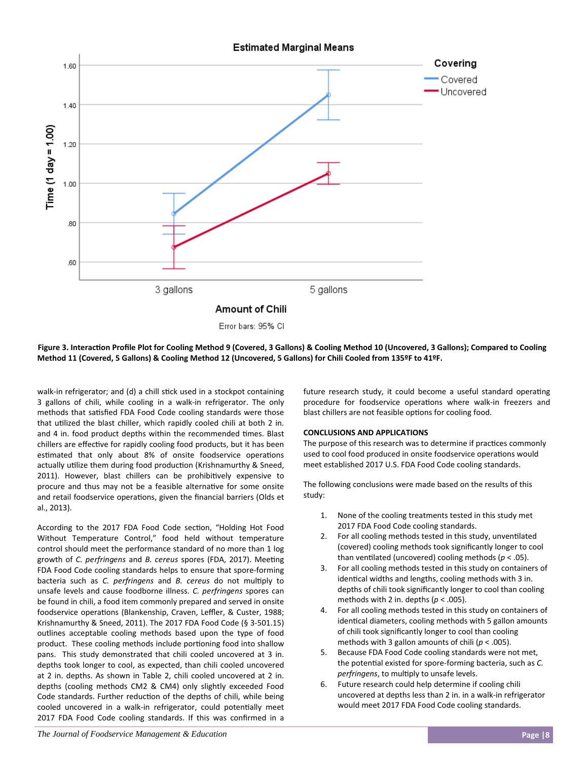**Figure 3. Interaction Profile Plot for Cooling Method 9 (Covered, 3 Gallons) & Cooling Method 10 (Uncovered, 3 Gallons); Compared to Cooling Method 11 (Covered, 5 Gallons) & Cooling Method 12 (Uncovered, 5 Gallons) for Chili Cooled from 135ºF to 41ºF.**

walk-in refrigerator; and (d) a chill stick used in a stockpot containing 3 gallons of chili, while cooling in a walk-in refrigerator. The only methods that satisfied FDA Food Code cooling standards were those that utilized the blast chiller, which rapidly cooled chili at both 2 in. and 4 in. food product depths within the recommended times. Blast chillers are effective for rapidly cooling food products, but it has been estimated that only about 8% of onsite foodservice operations actually utilize them during food production (Krishnamurthy & Sneed, 2011). However, blast chillers can be prohibitively expensive to procure and thus may not be a feasible alternative for some onsite and retail foodservice operations, given the financial barriers (Olds et al., 2013).

According to the 2017 FDA Food Code section, "Holding Hot Food Without Temperature Control," food held without temperature control should meet the performance standard of no more than 1 log growth of *C. perfringens* and *B. cereus* spores (FDA, 2017). Meeting FDA Food Code cooling standards helps to ensure that spore-forming bacteria such as *C. perfringens* and *B. cereus* do not multiply to unsafe levels and cause foodborne illness. *C. perfringens* spores can be found in chili, a food item commonly prepared and served in onsite foodservice operations (Blankenship, Craven, Leffler, & Custer, 1988; Krishnamurthy & Sneed, 2011). The 2017 FDA Food Code (§ 3-501.15) outlines acceptable cooling methods based upon the type of food product. These cooling methods include portioning food into shallow pans. This study demonstrated that chili cooled uncovered at 3 in. depths took longer to cool, as expected, than chili cooled uncovered at 2 in. depths. As shown in Table 2, chili cooled uncovered at 2 in. depths (cooling methods CM2 & CM4) only slightly exceeded Food Code standards. Further reduction of the depths of chili, while being cooled uncovered in a walk-in refrigerator, could potentially meet 2017 FDA Food Code cooling standards. If this was confirmed in a future research study, it could become a useful standard operating procedure for foodservice operations where walk-in freezers and blast chillers are not feasible options for cooling food.

## CONCLUSIONS AND APPLICATIONS

The purpose of this research was to determine if practices commonly used to cool food produced in onsite foodservice operations would meet established 2017 U.S. FDA Food Code cooling standards.

The following conclusions were made based on the results of this study:

1. None of the cooling treatments tested in this study met 2017 FDA Food Code cooling standards.
2. For all cooling methods tested in this study, unventilated (covered) cooling methods took significantly longer to cool than ventilated (uncovered) cooling methods ($p < .05$).
3. For all cooling methods tested in this study on containers of identical widths and lengths, cooling methods with 3 in. depths of chili took significantly longer to cool than cooling methods with 2 in. depths ($p < .005$).
4. For all cooling methods tested in this study on containers of identical diameters, cooling methods with 5 gallon amounts of chili took significantly longer to cool than cooling methods with 3 gallon amounts of chili ($p < .005$).
5. Because FDA Food Code cooling standards were not met, the potential existed for spore-forming bacteria, such as *C. perfringens*, to multiply to unsafe levels.
6. Future research could help determine if cooling chili uncovered at depths less than 2 in. in a walk-in refrigerator would meet 2017 FDA Food Code cooling standards.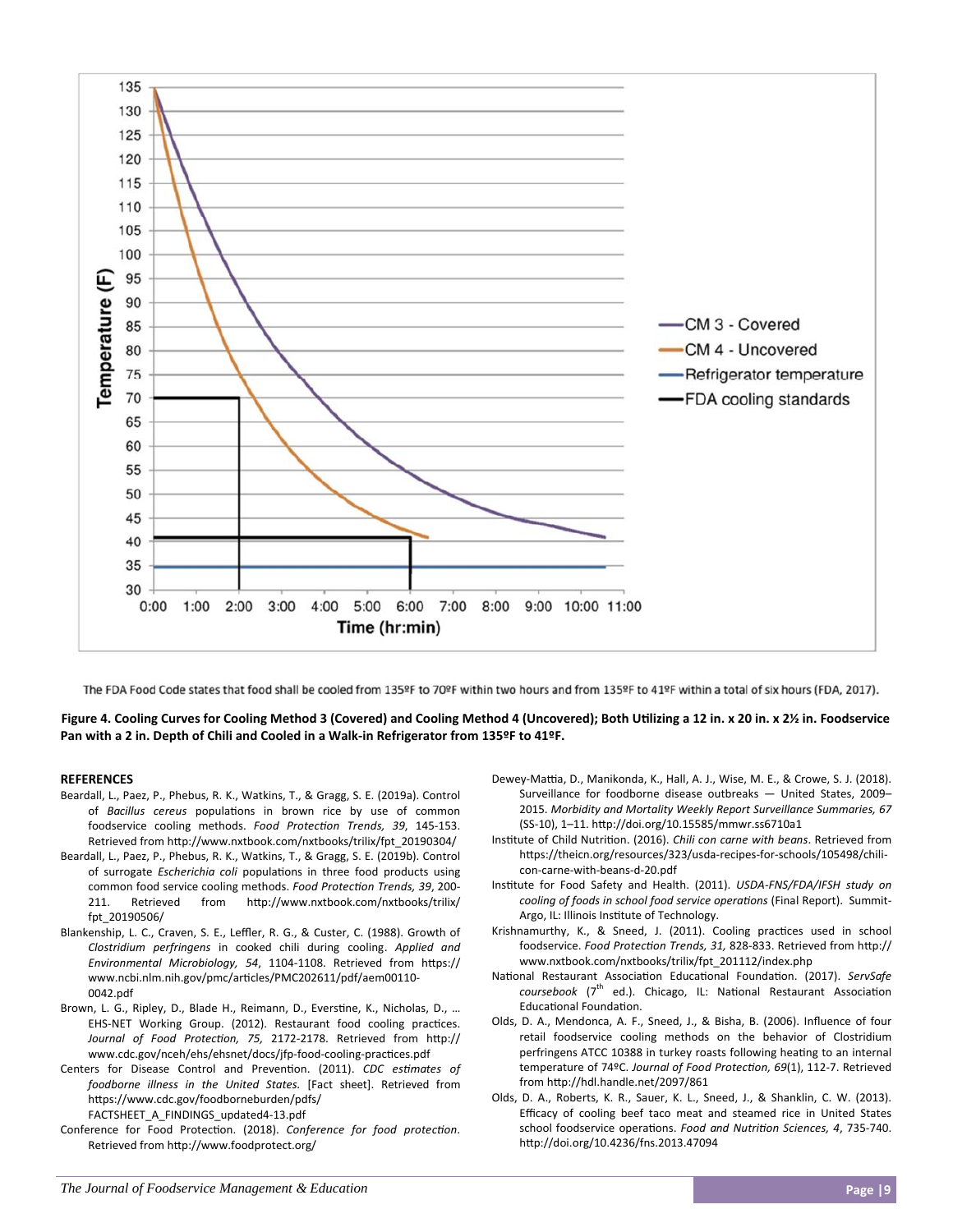The FDA Food Code states that food shall be cooled from 135ºF to 70ºF within two hours and from 135ºF to 41ºF within a total of six hours (FDA, 2017).

**Figure 4. Cooling Curves for Cooling Method 3 (Covered) and Cooling Method 4 (Uncovered); Both Utilizing a 12 in. x 20 in. x 2½ in. Foodservice Pan with a 2 in. Depth of Chili and Cooled in a Walk-in Refrigerator from 135ºF to 41ºF.**

## REFERENCES

Beardall, L., Paez, P., Phebus, R. K., Watkins, T., & Gragg, S. E. (2019a). Control of *Bacillus cereus* populations in brown rice by use of common foodservice cooling methods. *Food Protection Trends, 39*, 145-153. Retrieved from http://www.nxtbook.com/nxtbooks/trilix/fpt_20190304/

Beardall, L., Paez, P., Phebus, R. K., Watkins, T., & Gragg, S. E. (2019b). Control of surrogate *Escherichia coli* populations in three food products using common food service cooling methods. *Food Protection Trends, 39*, 200-211. Retrieved from http://www.nxtbook.com/nxtbooks/trilix/fpt_20190506/

Blankenship, L. C., Craven, S. E., Leffler, R. G., & Custer, C. (1988). Growth of *Clostridium perfringens* in cooked chili during cooling. *Applied and Environmental Microbiology, 54*, 1104-1108. Retrieved from https://www.ncbi.nlm.nih.gov/pmc/articles/PMC202611/pdf/aem00110-0042.pdf

Brown, L. G., Ripley, D., Blade H., Reimann, D., Everstine, K., Nicholas, D., … EHS-NET Working Group. (2012). Restaurant food cooling practices. *Journal of Food Protection, 75,* 2172-2178. Retrieved from http://www.cdc.gov/nceh/ehs/ehsnet/docs/jfp-food-cooling-practices.pdf

Centers for Disease Control and Prevention. (2011). *CDC estimates of foodborne illness in the United States.* [Fact sheet]. Retrieved from https://www.cdc.gov/foodborneburden/pdfs/FACTSHEET_A_FINDINGS_updated4-13.pdf

Conference for Food Protection. (2018). *Conference for food protection*. Retrieved from http://www.foodprotect.org/

Dewey-Mattia, D., Manikonda, K., Hall, A. J., Wise, M. E., & Crowe, S. J. (2018). Surveillance for foodborne disease outbreaks — United States, 2009–2015. *Morbidity and Mortality Weekly Report Surveillance Summaries, 67* (SS-10), 1–11. http://doi.org/10.15585/mmwr.ss6710a1

Institute of Child Nutrition. (2016). *Chili con carne with beans*. Retrieved from https://theicn.org/resources/323/usda-recipes-for-schools/105498/chili-con-carne-with-beans-d-20.pdf

Institute for Food Safety and Health. (2011). *USDA-FNS/FDA/IFSH study on cooling of foods in school food service operations* (Final Report). Summit-Argo, IL: Illinois Institute of Technology.

Krishnamurthy, K., & Sneed, J. (2011). Cooling practices used in school foodservice. *Food Protection Trends, 31,* 828-833. Retrieved from http://www.nxtbook.com/nxtbooks/trilix/fpt_201112/index.php

National Restaurant Association Educational Foundation. (2017). *ServSafe coursebook* (7th ed.). Chicago, IL: National Restaurant Association Educational Foundation.

Olds, D. A., Mendonca, A. F., Sneed, J., & Bisha, B. (2006). Influence of four retail foodservice cooling methods on the behavior of Clostridium perfringens ATCC 10388 in turkey roasts following heating to an internal temperature of 74ºC. *Journal of Food Protection, 69*(1), 112-7. Retrieved from http://hdl.handle.net/2097/861

Olds, D. A., Roberts, K. R., Sauer, K. L., Sneed, J., & Shanklin, C. W. (2013). Efficacy of cooling beef taco meat and steamed rice in United States school foodservice operations. *Food and Nutrition Sciences, 4*, 735-740. http://doi.org/10.4236/fns.2013.47094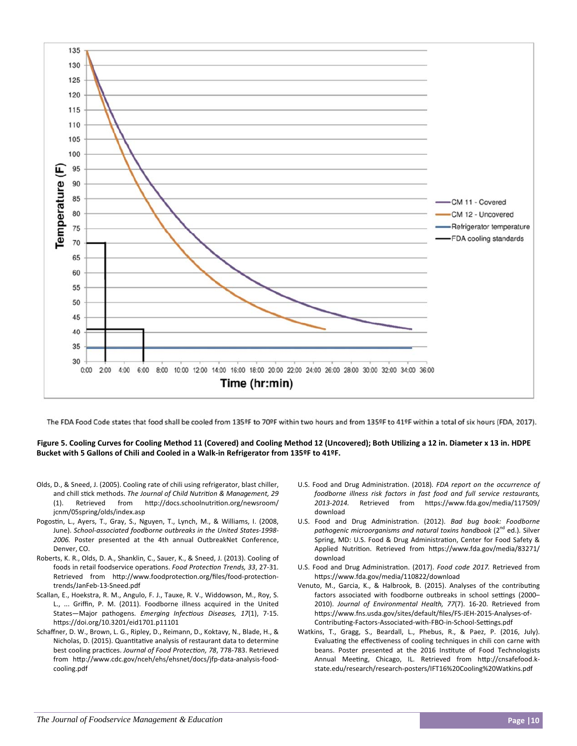135
130
125
120
115
110
105
100
95
90
85
80
75
70
65
60
55
50
45
40
35
30

Temperature (F)

0:00 2:00 4:00 6:00 8:00 10:00 12:00 14:00 16:00 18:00 20:00 22:00 24:00 26:00 28:00 30:00 32:00 34:00 36:00

Time (hr:min)

CM 11 - Covered
CM 12 - Uncovered
Refrigerator temperature
FDA cooling standards

The FDA Food Code states that food shall be cooled from 135ºF to 70ºF within two hours and from 135ºF to 41ºF within a total of six hours (FDA, 2017).

**Figure 5. Cooling Curves for Cooling Method 11 (Covered) and Cooling Method 12 (Uncovered); Both Utilizing a 12 in. Diameter x 13 in. HDPE Bucket with 5 Gallons of Chili and Cooled in a Walk-in Refrigerator from 135ºF to 41ºF.**

Olds, D., & Sneed, J. (2005). Cooling rate of chili using refrigerator, blast chiller, and chill stick methods. *The Journal of Child Nutrition & Management, 29* (1). Retrieved from http://docs.schoolnutrition.org/newsroom/jcnm/05spring/olds/index.asp

Pogostin, L., Ayers, T., Gray, S., Nguyen, T., Lynch, M., & Williams, I. (2008, June). *School-associated foodborne outbreaks in the United States-1998-2006.* Poster presented at the 4th annual OutbreakNet Conference, Denver, CO.

Roberts, K. R., Olds, D. A., Shanklin, C., Sauer, K., & Sneed, J. (2013). Cooling of foods in retail foodservice operations. *Food Protection Trends, 33*, 27-31. Retrieved from http://www.foodprotection.org/files/food-protection-trends/JanFeb-13-Sneed.pdf

Scallan, E., Hoekstra, R. M., Angulo, F. J., Tauxe, R. V., Widdowson, M., Roy, S. L., ... Griffin, P. M. (2011). Foodborne illness acquired in the United States—Major pathogens. *Emerging Infectious Diseases, 17*(1), 7-15. https://doi.org/10.3201/eid1701.p11101

Schaffner, D. W., Brown, L. G., Ripley, D., Reimann, D., Koktavy, N., Blade, H., & Nicholas, D. (2015). Quantitative analysis of restaurant data to determine best cooling practices. *Journal of Food Protection, 78*, 778-783. Retrieved from http://www.cdc.gov/nceh/ehs/ehsnet/docs/jfp-data-analysis-food-cooling.pdf

U.S. Food and Drug Administration. (2018). *FDA report on the occurrence of foodborne illness risk factors in fast food and full service restaurants, 2013-2014.* Retrieved from https://www.fda.gov/media/117509/download

U.S. Food and Drug Administration. (2012). *Bad bug book: Foodborne pathogenic microorganisms and natural toxins handbook* (2nd ed.). Silver Spring, MD: U.S. Food & Drug Administration, Center for Food Safety & Applied Nutrition. Retrieved from https://www.fda.gov/media/83271/download

U.S. Food and Drug Administration. (2017). *Food code 2017.* Retrieved from https://www.fda.gov/media/110822/download

Venuto, M., Garcia, K., & Halbrook, B. (2015). Analyses of the contributing factors associated with foodborne outbreaks in school settings (2000–2010). *Journal of Environmental Health, 77*(7). 16-20. Retrieved from https://www.fns.usda.gov/sites/default/files/FS-JEH-2015-Analyses-of-Contributing-Factors-Associated-with-FBO-in-School-Settings.pdf

Watkins, T., Gragg, S., Beardall, L., Phebus, R., & Paez, P. (2016, July). Evaluating the effectiveness of cooling techniques in chili con carne with beans. Poster presented at the 2016 Institute of Food Technologists Annual Meeting, Chicago, IL. Retrieved from http://cnsafefood.k-state.edu/research/research-posters/IFT16%20Cooling%20Watkins.pdf